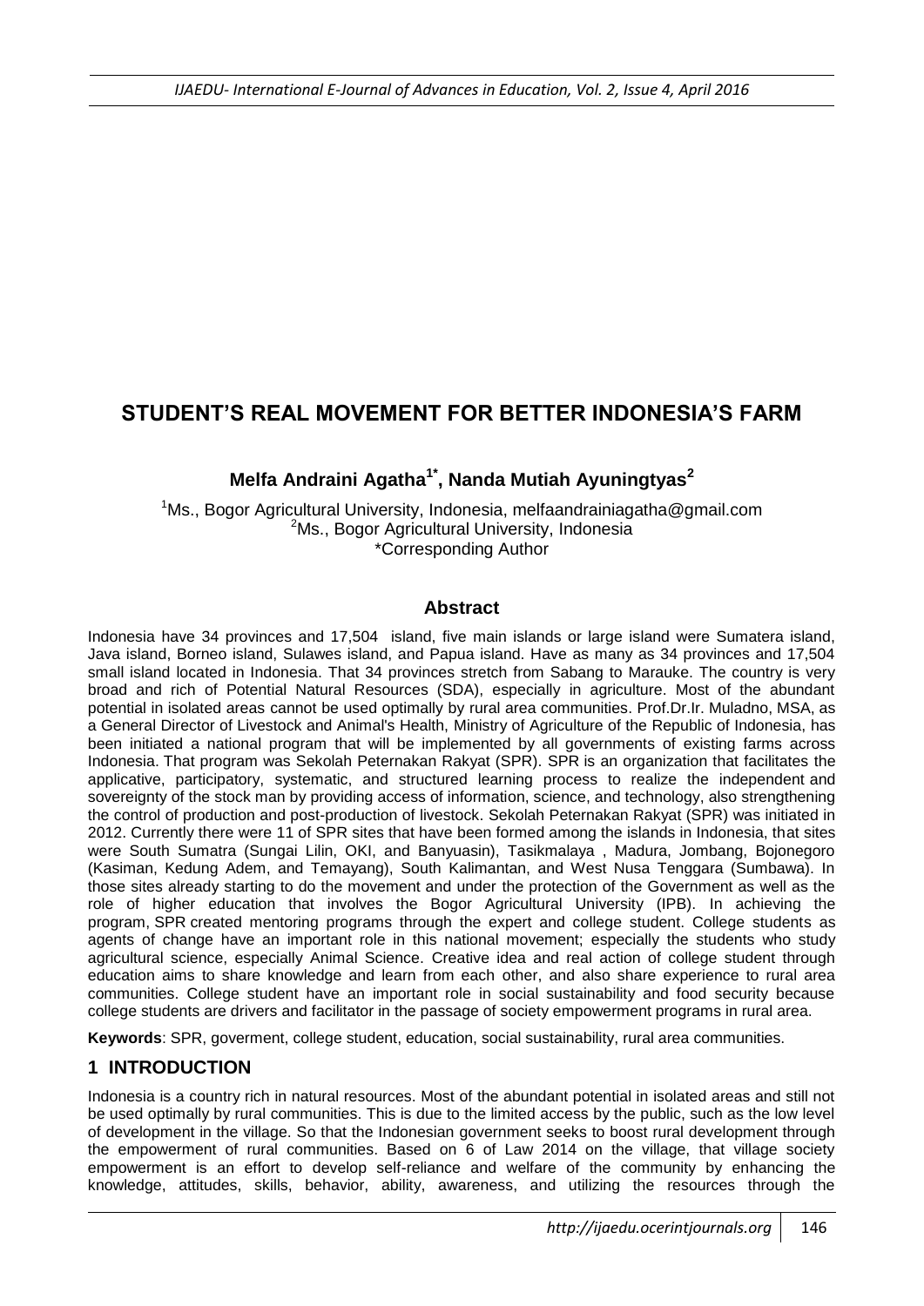# STUDENT'S REAL MOVEMENT FOR BETTER INDONESIA'S FARM

**Melfa Andraini Agatha[1*], Nanda Mutiah Ayuningtyas[2]**

[1]Ms., Bogor Agricultural University, Indonesia, melfaandrainiagatha@gmail.com
[2]Ms., Bogor Agricultural University, Indonesia
*Corresponding Author

## Abstract

Indonesia have 34 provinces and 17,504 island, five main islands or large island were Sumatera island, Java island, Borneo island, Sulawes island, and Papua island. Have as many as 34 provinces and 17,504 small island located in Indonesia. That 34 provinces stretch from Sabang to Marauke. The country is very broad and rich of Potential Natural Resources (SDA), especially in agriculture. Most of the abundant potential in isolated areas cannot be used optimally by rural area communities. Prof.Dr.Ir. Muladno, MSA, as a General Director of Livestock and Animal's Health, Ministry of Agriculture of the Republic of Indonesia, has been initiated a national program that will be implemented by all governments of existing farms across Indonesia. That program was Sekolah Peternakan Rakyat (SPR). SPR is an organization that facilitates the applicative, participatory, systematic, and structured learning process to realize the independent and sovereignty of the stock man by providing access of information, science, and technology, also strengthening the control of production and post-production of livestock. Sekolah Peternakan Rakyat (SPR) was initiated in 2012. Currently there were 11 of SPR sites that have been formed among the islands in Indonesia, that sites were South Sumatra (Sungai Lilin, OKI, and Banyuasin), Tasikmalaya , Madura, Jombang, Bojonegoro (Kasiman, Kedung Adem, and Temayang), South Kalimantan, and West Nusa Tenggara (Sumbawa). In those sites already starting to do the movement and under the protection of the Government as well as the role of higher education that involves the Bogor Agricultural University (IPB). In achieving the program, SPR created mentoring programs through the expert and college student. College students as agents of change have an important role in this national movement; especially the students who study agricultural science, especially Animal Science. Creative idea and real action of college student through education aims to share knowledge and learn from each other, and also share experience to rural area communities. College student have an important role in social sustainability and food security because college students are drivers and facilitator in the passage of society empowerment programs in rural area.

**Keywords**: SPR, goverment, college student, education, social sustainability, rural area communities.

## 1 INTRODUCTION

Indonesia is a country rich in natural resources. Most of the abundant potential in isolated areas and still not be used optimally by rural communities. This is due to the limited access by the public, such as the low level of development in the village. So that the Indonesian government seeks to boost rural development through the empowerment of rural communities. Based on 6 of Law 2014 on the village, that village society empowerment is an effort to develop self-reliance and welfare of the community by enhancing the knowledge, attitudes, skills, behavior, ability, awareness, and utilizing the resources through the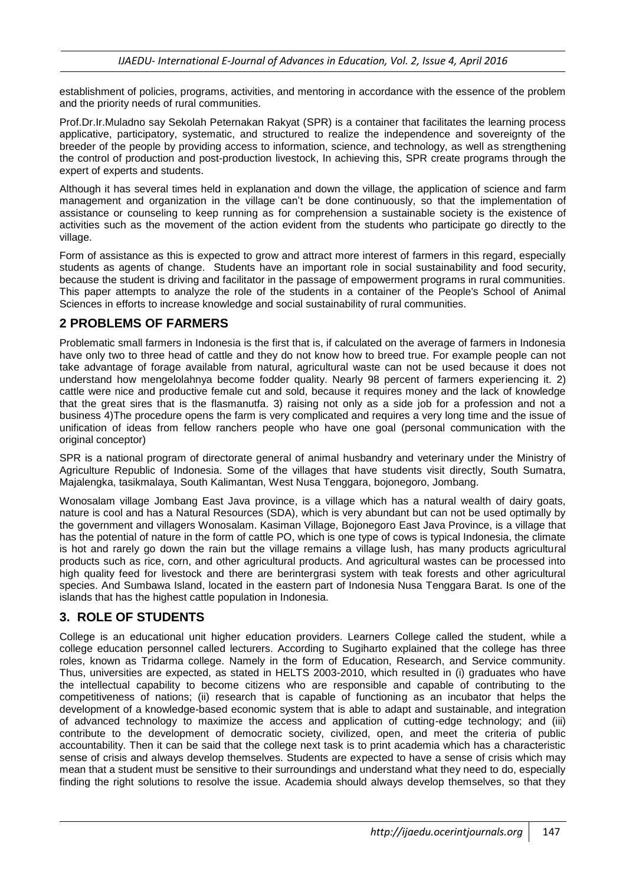establishment of policies, programs, activities, and mentoring in accordance with the essence of the problem and the priority needs of rural communities.

Prof.Dr.Ir.Muladno say Sekolah Peternakan Rakyat (SPR) is a container that facilitates the learning process applicative, participatory, systematic, and structured to realize the independence and sovereignty of the breeder of the people by providing access to information, science, and technology, as well as strengthening the control of production and post-production livestock, In achieving this, SPR create programs through the expert of experts and students.

Although it has several times held in explanation and down the village, the application of science and farm management and organization in the village can't be done continuously, so that the implementation of assistance or counseling to keep running as for comprehension a sustainable society is the existence of activities such as the movement of the action evident from the students who participate go directly to the village.

Form of assistance as this is expected to grow and attract more interest of farmers in this regard, especially students as agents of change. Students have an important role in social sustainability and food security, because the student is driving and facilitator in the passage of empowerment programs in rural communities. This paper attempts to analyze the role of the students in a container of the People's School of Animal Sciences in efforts to increase knowledge and social sustainability of rural communities.

## 2 PROBLEMS OF FARMERS

Problematic small farmers in Indonesia is the first that is, if calculated on the average of farmers in Indonesia have only two to three head of cattle and they do not know how to breed true. For example people can not take advantage of forage available from natural, agricultural waste can not be used because it does not understand how mengelolahnya become fodder quality. Nearly 98 percent of farmers experiencing it. 2) cattle were nice and productive female cut and sold, because it requires money and the lack of knowledge that the great sires that is the flasmanutfa. 3) raising not only as a side job for a profession and not a business 4)The procedure opens the farm is very complicated and requires a very long time and the issue of unification of ideas from fellow ranchers people who have one goal (personal communication with the original conceptor)

SPR is a national program of directorate general of animal husbandry and veterinary under the Ministry of Agriculture Republic of Indonesia. Some of the villages that have students visit directly, South Sumatra, Majalengka, tasikmalaya, South Kalimantan, West Nusa Tenggara, bojonegoro, Jombang.

Wonosalam village Jombang East Java province, is a village which has a natural wealth of dairy goats, nature is cool and has a Natural Resources (SDA), which is very abundant but can not be used optimally by the government and villagers Wonosalam. Kasiman Village, Bojonegoro East Java Province, is a village that has the potential of nature in the form of cattle PO, which is one type of cows is typical Indonesia, the climate is hot and rarely go down the rain but the village remains a village lush, has many products agricultural products such as rice, corn, and other agricultural products. And agricultural wastes can be processed into high quality feed for livestock and there are berintergrasi system with teak forests and other agricultural species. And Sumbawa Island, located in the eastern part of Indonesia Nusa Tenggara Barat. Is one of the islands that has the highest cattle population in Indonesia.

## 3. ROLE OF STUDENTS

College is an educational unit higher education providers. Learners College called the student, while a college education personnel called lecturers. According to Sugiharto explained that the college has three roles, known as Tridarma college. Namely in the form of Education, Research, and Service community. Thus, universities are expected, as stated in HELTS 2003-2010, which resulted in (i) graduates who have the intellectual capability to become citizens who are responsible and capable of contributing to the competitiveness of nations; (ii) research that is capable of functioning as an incubator that helps the development of a knowledge-based economic system that is able to adapt and sustainable, and integration of advanced technology to maximize the access and application of cutting-edge technology; and (iii) contribute to the development of democratic society, civilized, open, and meet the criteria of public accountability. Then it can be said that the college next task is to print academia which has a characteristic sense of crisis and always develop themselves. Students are expected to have a sense of crisis which may mean that a student must be sensitive to their surroundings and understand what they need to do, especially finding the right solutions to resolve the issue. Academia should always develop themselves, so that they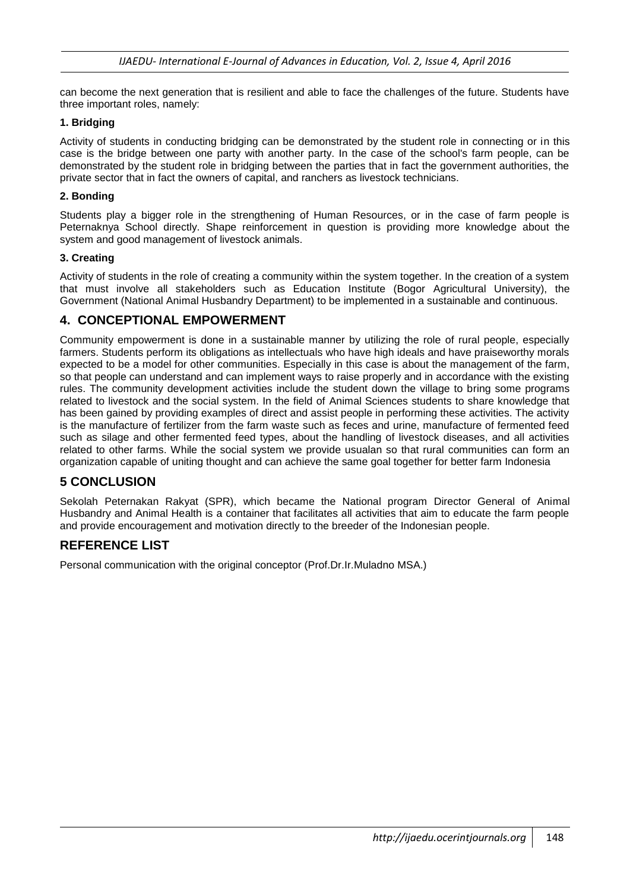can become the next generation that is resilient and able to face the challenges of the future. Students have three important roles, namely:

**1. Bridging**

Activity of students in conducting bridging can be demonstrated by the student role in connecting or in this case is the bridge between one party with another party. In the case of the school's farm people, can be demonstrated by the student role in bridging between the parties that in fact the government authorities, the private sector that in fact the owners of capital, and ranchers as livestock technicians.

**2. Bonding**

Students play a bigger role in the strengthening of Human Resources, or in the case of farm people is Peternaknya School directly. Shape reinforcement in question is providing more knowledge about the system and good management of livestock animals.

**3. Creating**

Activity of students in the role of creating a community within the system together. In the creation of a system that must involve all stakeholders such as Education Institute (Bogor Agricultural University), the Government (National Animal Husbandry Department) to be implemented in a sustainable and continuous.

## 4. CONCEPTIONAL EMPOWERMENT

Community empowerment is done in a sustainable manner by utilizing the role of rural people, especially farmers. Students perform its obligations as intellectuals who have high ideals and have praiseworthy morals expected to be a model for other communities. Especially in this case is about the management of the farm, so that people can understand and can implement ways to raise properly and in accordance with the existing rules. The community development activities include the student down the village to bring some programs related to livestock and the social system. In the field of Animal Sciences students to share knowledge that has been gained by providing examples of direct and assist people in performing these activities. The activity is the manufacture of fertilizer from the farm waste such as feces and urine, manufacture of fermented feed such as silage and other fermented feed types, about the handling of livestock diseases, and all activities related to other farms. While the social system we provide usualan so that rural communities can form an organization capable of uniting thought and can achieve the same goal together for better farm Indonesia

## 5 CONCLUSION

Sekolah Peternakan Rakyat (SPR), which became the National program Director General of Animal Husbandry and Animal Health is a container that facilitates all activities that aim to educate the farm people and provide encouragement and motivation directly to the breeder of the Indonesian people.

## REFERENCE LIST

Personal communication with the original conceptor (Prof.Dr.Ir.Muladno MSA.)